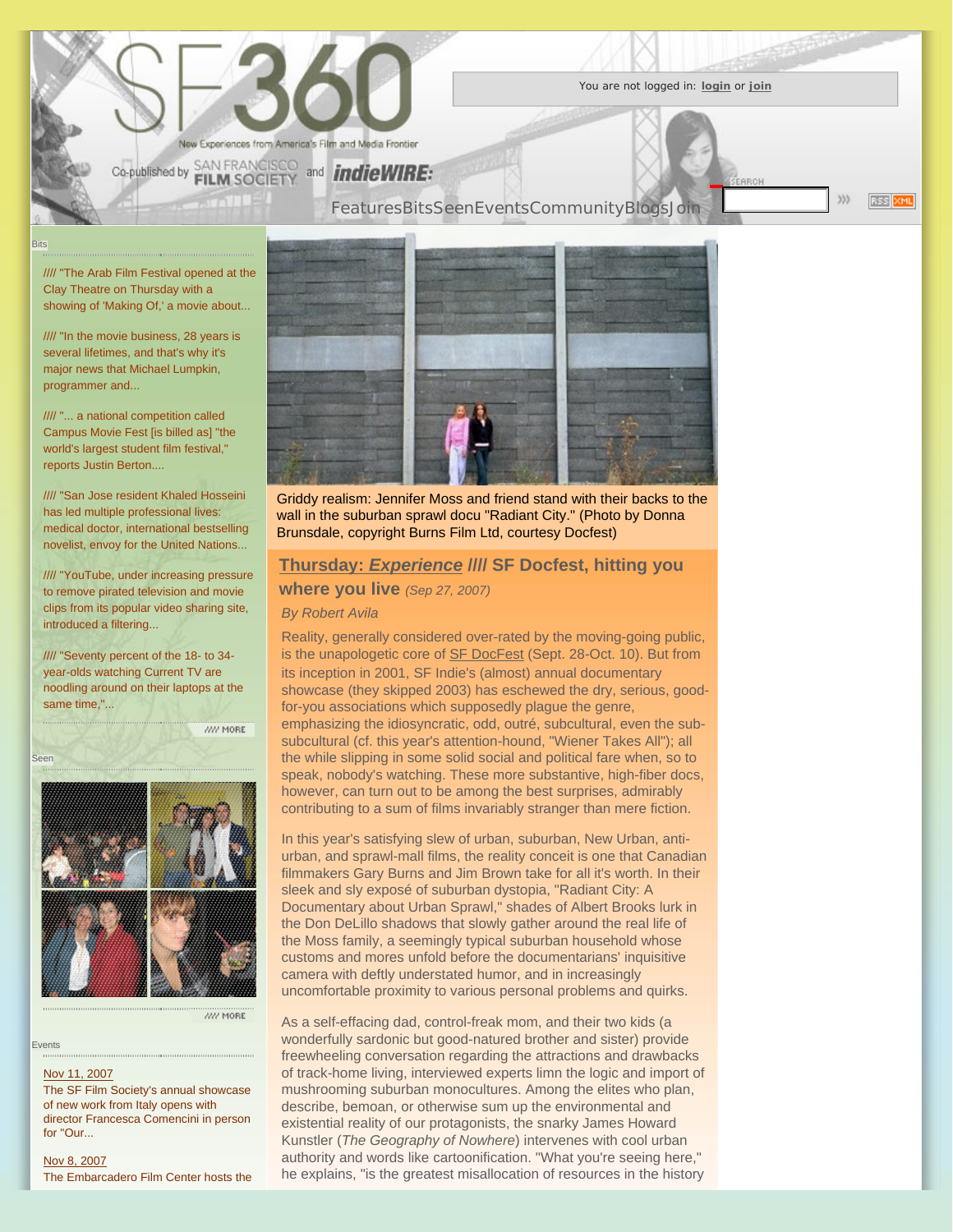You are not logged in: **login** or **join**

Features Bits Seen Events Community Blogs Join

Bits

//// "The Arab Film Festival opened at the Clay Theatre on Thursday with a showing of 'Making Of,' a movie about...

//// "In the movie business, 28 years is several lifetimes, and that's why it's major news that Michael Lumpkin, programmer and...

//// "... a national competition called Campus Movie Fest [is billed as] "the world's largest student film festival," reports Justin Berton....

//// "San Jose resident Khaled Hosseini has led multiple professional lives: medical doctor, international bestselling novelist, envoy for the United Nations...

//// "YouTube, under increasing pressure to remove pirated television and movie clips from its popular video sharing site, introduced a filtering...

//// "Seventy percent of the 18- to 34-year-olds watching Current TV are noodling around on their laptops at the same time,"...

//// MORE

Seen

//// MORE

Events

Nov 11, 2007

The SF Film Society's annual showcase of new work from Italy opens with director Francesca Comencini in person for "Our...

Nov 8, 2007

The Embarcadero Film Center hosts the

Griddy realism: Jennifer Moss and friend stand with their backs to the wall in the suburban sprawl docu "Radiant City." (Photo by Donna Brunsdale, copyright Burns Film Ltd, courtesy Docfest)

## Thursday: *Experience* //// SF Docfest, hitting you where you live *(Sep 27, 2007)*

*By Robert Avila*

Reality, generally considered over-rated by the moving-going public, is the unapologetic core of SF DocFest (Sept. 28-Oct. 10). But from its inception in 2001, SF Indie's (almost) annual documentary showcase (they skipped 2003) has eschewed the dry, serious, good-for-you associations which supposedly plague the genre, emphasizing the idiosyncratic, odd, outré, subcultural, even the sub-subcultural (cf. this year's attention-hound, "Wiener Takes All"); all the while slipping in some solid social and political fare when, so to speak, nobody's watching. These more substantive, high-fiber docs, however, can turn out to be among the best surprises, admirably contributing to a sum of films invariably stranger than mere fiction.

In this year's satisfying slew of urban, suburban, New Urban, anti-urban, and sprawl-mall films, the reality conceit is one that Canadian filmmakers Gary Burns and Jim Brown take for all it's worth. In their sleek and sly exposé of suburban dystopia, "Radiant City: A Documentary about Urban Sprawl," shades of Albert Brooks lurk in the Don DeLillo shadows that slowly gather around the real life of the Moss family, a seemingly typical suburban household whose customs and mores unfold before the documentarians' inquisitive camera with deftly understated humor, and in increasingly uncomfortable proximity to various personal problems and quirks.

As a self-effacing dad, control-freak mom, and their two kids (a wonderfully sardonic but good-natured brother and sister) provide freewheeling conversation regarding the attractions and drawbacks of track-home living, interviewed experts limn the logic and import of mushrooming suburban monocultures. Among the elites who plan, describe, bemoan, or otherwise sum up the environmental and existential reality of our protagonists, the snarky James Howard Kunstler (*The Geography of Nowhere*) intervenes with cool urban authority and words like cartoonification. "What you're seeing here," he explains, "is the greatest misallocation of resources in the history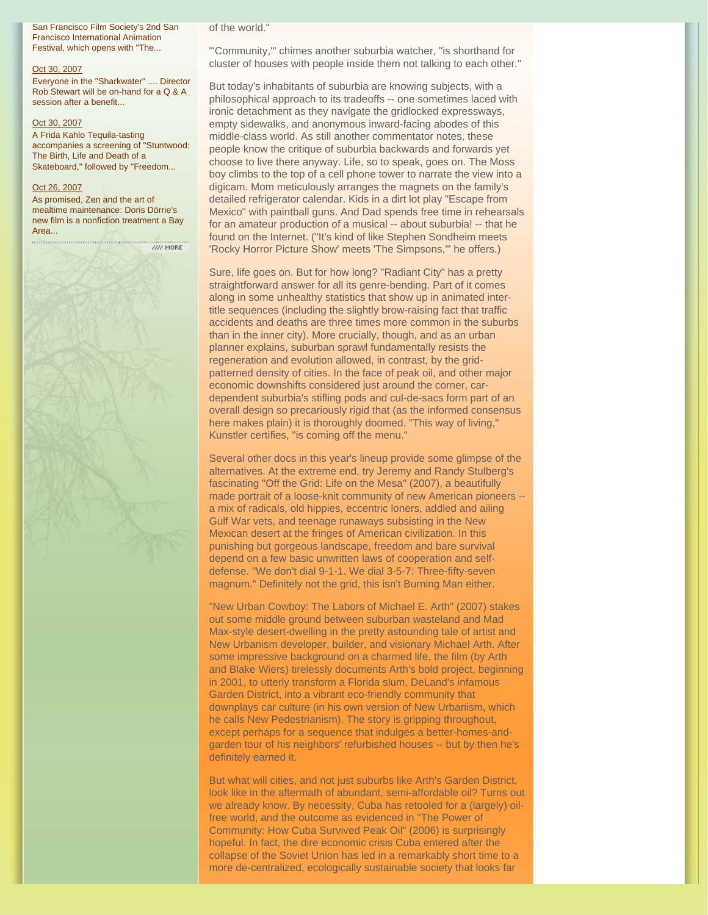San Francisco Film Society's 2nd San Francisco International Animation Festival, which opens with "The...

Oct 30, 2007
Everyone in the "Sharkwater" .... Director Rob Stewart will be on-hand for a Q & A session after a benefit...

Oct 30, 2007
A Frida Kahlo Tequila-tasting accompanies a screening of "Stuntwood: The Birth, Life and Death of a Skateboard," followed by "Freedom...

Oct 26, 2007
As promised, Zen and the art of mealtime maintenance: Doris Dörrie's new film is a nonfiction treatment a Bay Area...

MORE

of the world."

"'Community,'" chimes another suburbia watcher, "is shorthand for cluster of houses with people inside them not talking to each other."

But today's inhabitants of suburbia are knowing subjects, with a philosophical approach to its tradeoffs -- one sometimes laced with ironic detachment as they navigate the gridlocked expressways, empty sidewalks, and anonymous inward-facing abodes of this middle-class world. As still another commentator notes, these people know the critique of suburbia backwards and forwards yet choose to live there anyway. Life, so to speak, goes on. The Moss boy climbs to the top of a cell phone tower to narrate the view into a digicam. Mom meticulously arranges the magnets on the family's detailed refrigerator calendar. Kids in a dirt lot play "Escape from Mexico" with paintball guns. And Dad spends free time in rehearsals for an amateur production of a musical -- about suburbia! -- that he found on the Internet. ("It's kind of like Stephen Sondheim meets 'Rocky Horror Picture Show' meets 'The Simpsons,'" he offers.)

Sure, life goes on. But for how long? "Radiant City" has a pretty straightforward answer for all its genre-bending. Part of it comes along in some unhealthy statistics that show up in animated inter-title sequences (including the slightly brow-raising fact that traffic accidents and deaths are three times more common in the suburbs than in the inner city). More crucially, though, and as an urban planner explains, suburban sprawl fundamentally resists the regeneration and evolution allowed, in contrast, by the grid-patterned density of cities. In the face of peak oil, and other major economic downshifts considered just around the corner, car-dependent suburbia's stifling pods and cul-de-sacs form part of an overall design so precariously rigid that (as the informed consensus here makes plain) it is thoroughly doomed. "This way of living," Kunstler certifies, "is coming off the menu."

Several other docs in this year's lineup provide some glimpse of the alternatives. At the extreme end, try Jeremy and Randy Stulberg's fascinating "Off the Grid: Life on the Mesa" (2007), a beautifully made portrait of a loose-knit community of new American pioneers -- a mix of radicals, old hippies, eccentric loners, addled and ailing Gulf War vets, and teenage runaways subsisting in the New Mexican desert at the fringes of American civilization. In this punishing but gorgeous landscape, freedom and bare survival depend on a few basic unwritten laws of cooperation and self-defense. "We don't dial 9-1-1. We dial 3-5-7: Three-fifty-seven magnum." Definitely not the grid, this isn't Burning Man either.

"New Urban Cowboy: The Labors of Michael E. Arth" (2007) stakes out some middle ground between suburban wasteland and Mad Max-style desert-dwelling in the pretty astounding tale of artist and New Urbanism developer, builder, and visionary Michael Arth. After some impressive background on a charmed life, the film (by Arth and Blake Wiers) tirelessly documents Arth's bold project, beginning in 2001, to utterly transform a Florida slum, DeLand's infamous Garden District, into a vibrant eco-friendly community that downplays car culture (in his own version of New Urbanism, which he calls New Pedestrianism). The story is gripping throughout, except perhaps for a sequence that indulges a better-homes-and-garden tour of his neighbors' refurbished houses -- but by then he's definitely earned it.

But what will cities, and not just suburbs like Arth's Garden District, look like in the aftermath of abundant, semi-affordable oil? Turns out we already know. By necessity, Cuba has retooled for a (largely) oil-free world, and the outcome as evidenced in "The Power of Community: How Cuba Survived Peak Oil" (2006) is surprisingly hopeful. In fact, the dire economic crisis Cuba entered after the collapse of the Soviet Union has led in a remarkably short time to a more de-centralized, ecologically sustainable society that looks far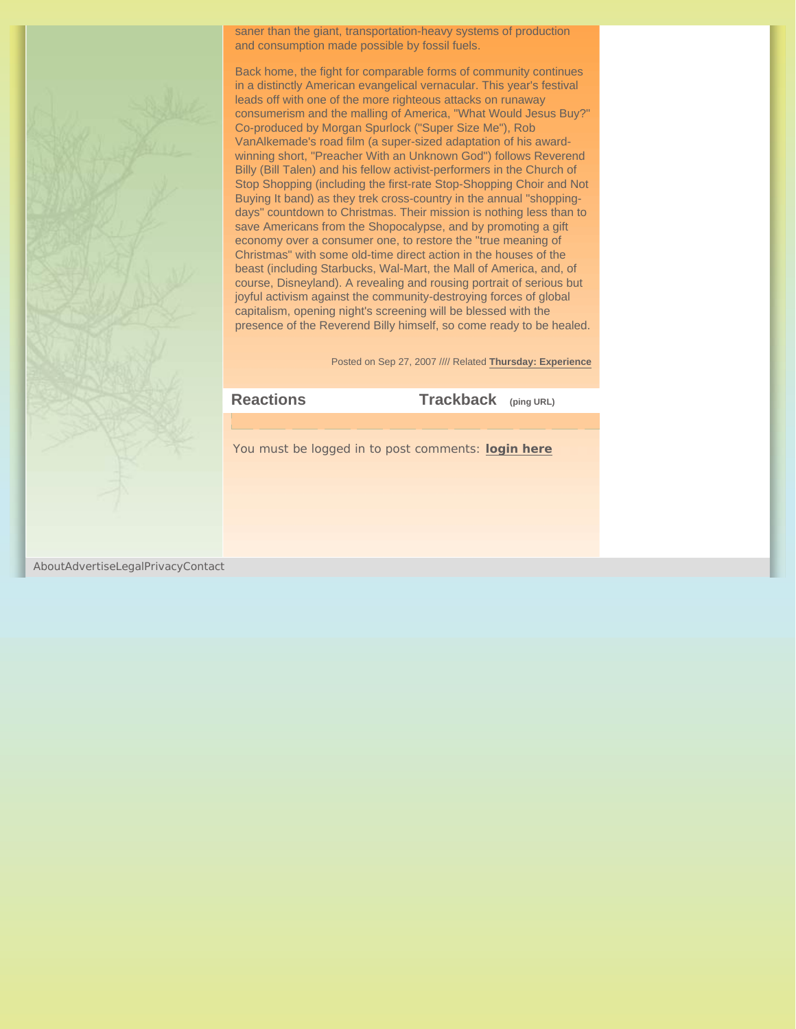saner than the giant, transportation-heavy systems of production and consumption made possible by fossil fuels.

Back home, the fight for comparable forms of community continues in a distinctly American evangelical vernacular. This year's festival leads off with one of the more righteous attacks on runaway consumerism and the malling of America, "What Would Jesus Buy?" Co-produced by Morgan Spurlock ("Super Size Me"), Rob VanAlkemade's road film (a super-sized adaptation of his award-winning short, "Preacher With an Unknown God") follows Reverend Billy (Bill Talen) and his fellow activist-performers in the Church of Stop Shopping (including the first-rate Stop-Shopping Choir and Not Buying It band) as they trek cross-country in the annual "shopping-days" countdown to Christmas. Their mission is nothing less than to save Americans from the Shopocalypse, and by promoting a gift economy over a consumer one, to restore the "true meaning of Christmas" with some old-time direct action in the houses of the beast (including Starbucks, Wal-Mart, the Mall of America, and, of course, Disneyland). A revealing and rousing portrait of serious but joyful activism against the community-destroying forces of global capitalism, opening night's screening will be blessed with the presence of the Reverend Billy himself, so come ready to be healed.

Posted on Sep 27, 2007 //// Related **Thursday: Experience**

## Reactions

## Trackback (ping URL)

You must be logged in to post comments: **login here**

About Advertise Legal Privacy Contact